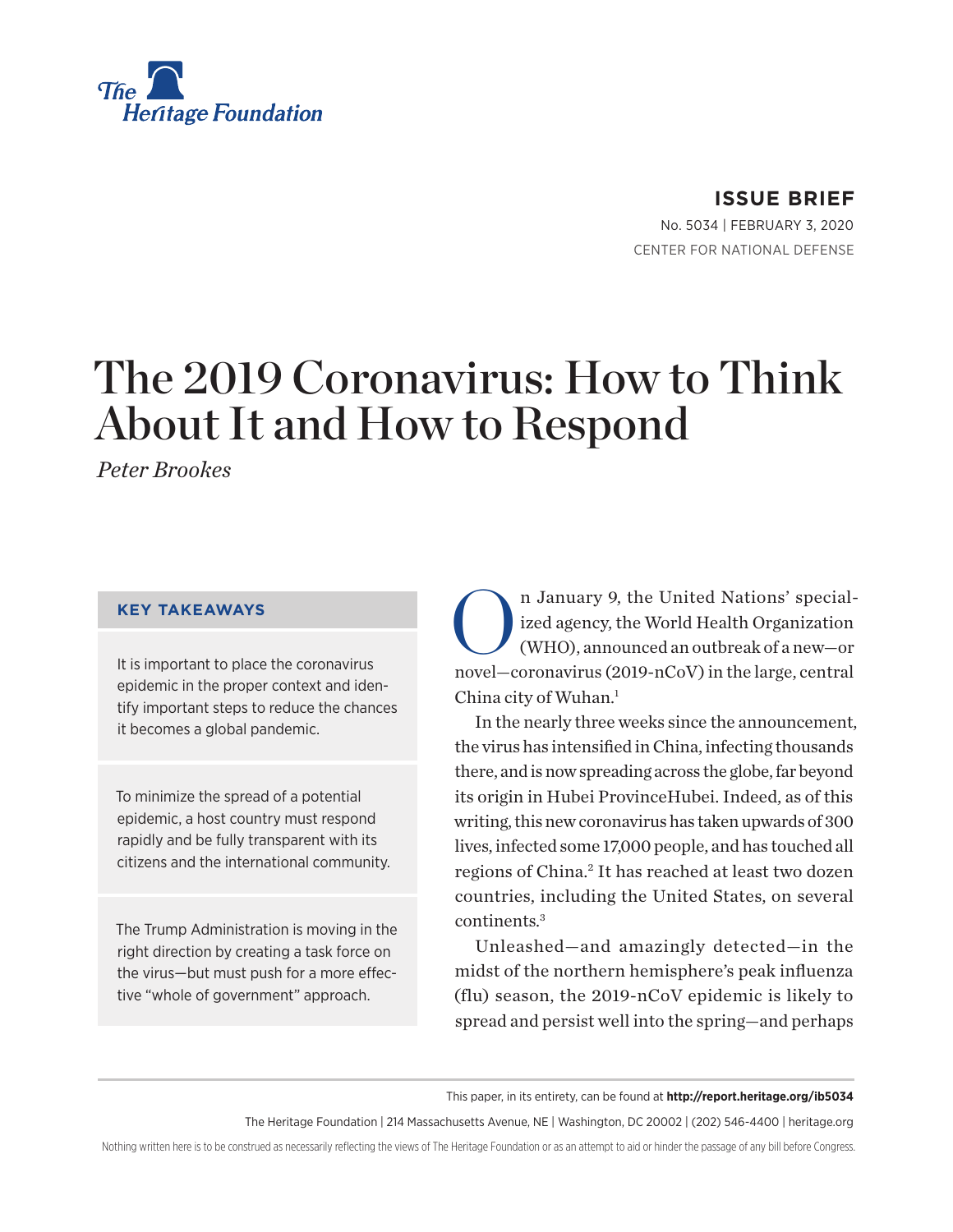The Heritage Foundation

**ISSUE BRIEF**

No. 5034 | FEBRUARY 3, 2020

CENTER FOR NATIONAL DEFENSE

# The 2019 Coronavirus: How to Think About It and How to Respond

*Peter Brookes*

## KEY TAKEAWAYS

It is important to place the coronavirus epidemic in the proper context and identify important steps to reduce the chances it becomes a global pandemic.

To minimize the spread of a potential epidemic, a host country must respond rapidly and be fully transparent with its citizens and the international community.

The Trump Administration is moving in the right direction by creating a task force on the virus—but must push for a more effective "whole of government" approach.

On January 9, the United Nations' specialized agency, the World Health Organization (WHO), announced an outbreak of a new—or novel—coronavirus (2019-nCoV) in the large, central China city of Wuhan.[1]

In the nearly three weeks since the announcement, the virus has intensified in China, infecting thousands there, and is now spreading across the globe, far beyond its origin in Hubei ProvinceHubei. Indeed, as of this writing, this new coronavirus has taken upwards of 300 lives, infected some 17,000 people, and has touched all regions of China.[2] It has reached at least two dozen countries, including the United States, on several continents.[3]

Unleashed—and amazingly detected—in the midst of the northern hemisphere's peak influenza (flu) season, the 2019-nCoV epidemic is likely to spread and persist well into the spring—and perhaps

This paper, in its entirety, can be found at **http://report.heritage.org/ib5034**

The Heritage Foundation | 214 Massachusetts Avenue, NE | Washington, DC 20002 | (202) 546-4400 | heritage.org

Nothing written here is to be construed as necessarily reflecting the views of The Heritage Foundation or as an attempt to aid or hinder the passage of any bill before Congress.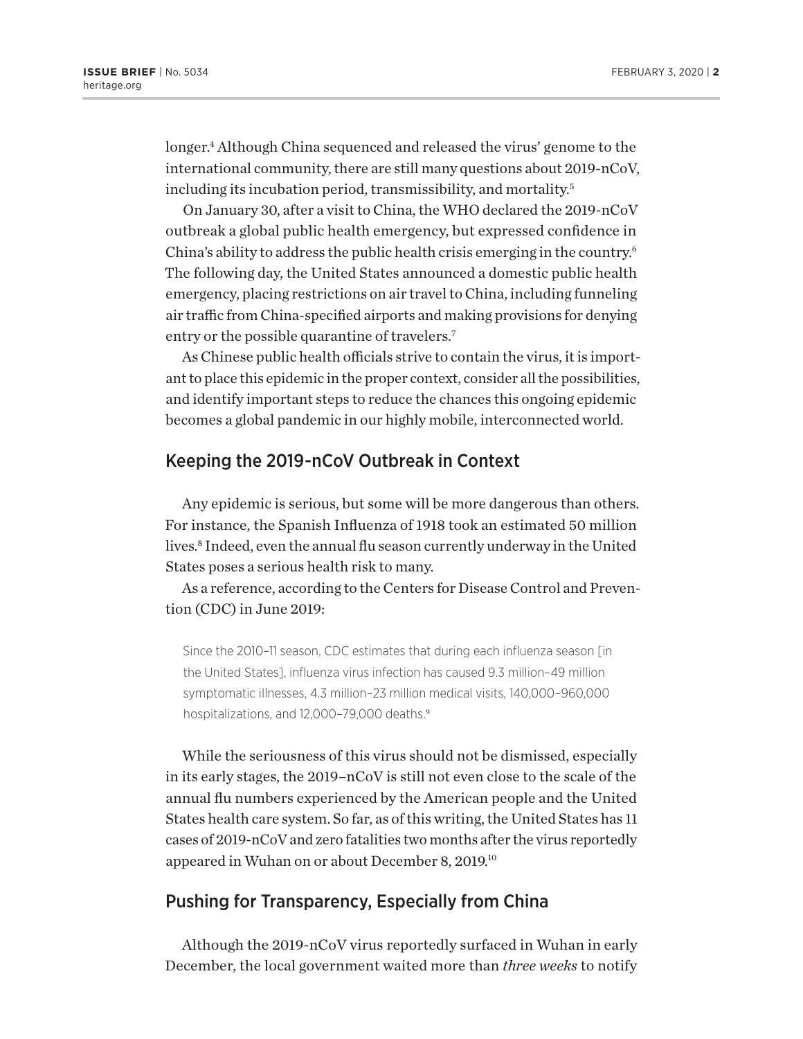longer.[4] Although China sequenced and released the virus' genome to the international community, there are still many questions about 2019-nCoV, including its incubation period, transmissibility, and mortality.[5]

On January 30, after a visit to China, the WHO declared the 2019-nCoV outbreak a global public health emergency, but expressed confidence in China's ability to address the public health crisis emerging in the country.[6] The following day, the United States announced a domestic public health emergency, placing restrictions on air travel to China, including funneling air traffic from China-specified airports and making provisions for denying entry or the possible quarantine of travelers.[7]

As Chinese public health officials strive to contain the virus, it is important to place this epidemic in the proper context, consider all the possibilities, and identify important steps to reduce the chances this ongoing epidemic becomes a global pandemic in our highly mobile, interconnected world.

## Keeping the 2019-nCoV Outbreak in Context

Any epidemic is serious, but some will be more dangerous than others. For instance, the Spanish Influenza of 1918 took an estimated 50 million lives.[8] Indeed, even the annual flu season currently underway in the United States poses a serious health risk to many.

As a reference, according to the Centers for Disease Control and Prevention (CDC) in June 2019:

> Since the 2010–11 season, CDC estimates that during each influenza season [in the United States], influenza virus infection has caused 9.3 million–49 million symptomatic illnesses, 4.3 million–23 million medical visits, 140,000–960,000 hospitalizations, and 12,000–79,000 deaths.[9]

While the seriousness of this virus should not be dismissed, especially in its early stages, the 2019–nCoV is still not even close to the scale of the annual flu numbers experienced by the American people and the United States health care system. So far, as of this writing, the United States has 11 cases of 2019-nCoV and zero fatalities two months after the virus reportedly appeared in Wuhan on or about December 8, 2019.[10]

## Pushing for Transparency, Especially from China

Although the 2019-nCoV virus reportedly surfaced in Wuhan in early December, the local government waited more than *three weeks* to notify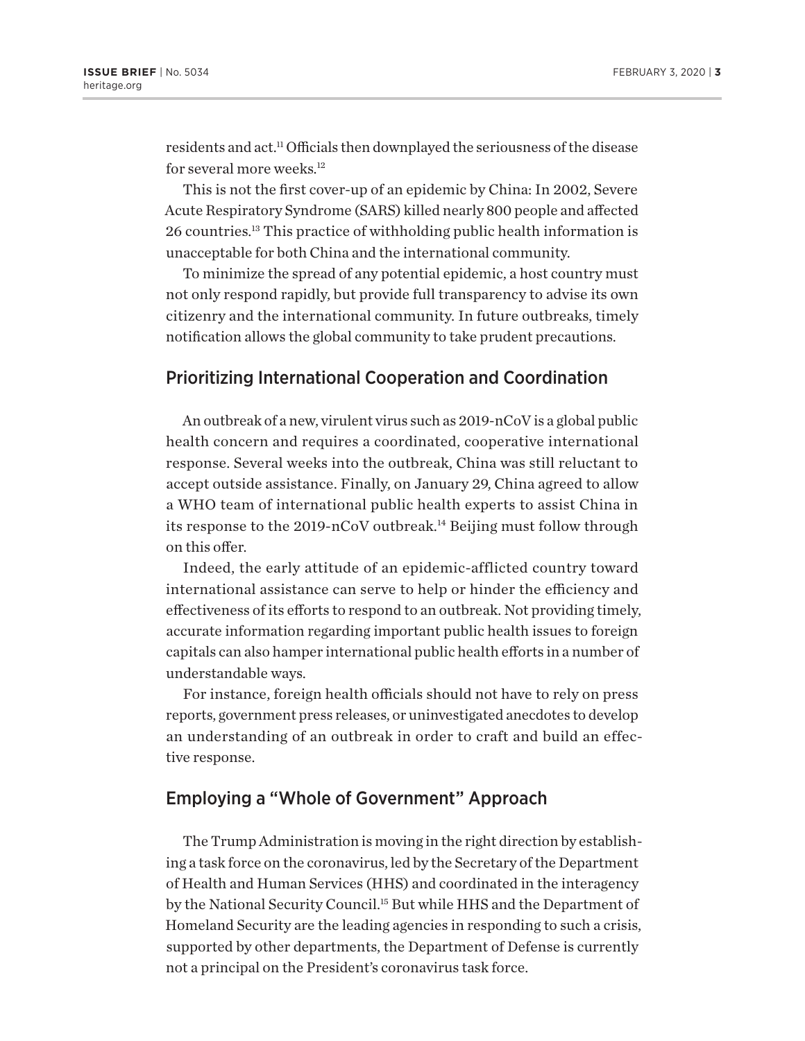residents and act.[11] Officials then downplayed the seriousness of the disease for several more weeks.[12]

This is not the first cover-up of an epidemic by China: In 2002, Severe Acute Respiratory Syndrome (SARS) killed nearly 800 people and affected 26 countries.[13] This practice of withholding public health information is unacceptable for both China and the international community.

To minimize the spread of any potential epidemic, a host country must not only respond rapidly, but provide full transparency to advise its own citizenry and the international community. In future outbreaks, timely notification allows the global community to take prudent precautions.

## Prioritizing International Cooperation and Coordination

An outbreak of a new, virulent virus such as 2019-nCoV is a global public health concern and requires a coordinated, cooperative international response. Several weeks into the outbreak, China was still reluctant to accept outside assistance. Finally, on January 29, China agreed to allow a WHO team of international public health experts to assist China in its response to the 2019-nCoV outbreak.[14] Beijing must follow through on this offer.

Indeed, the early attitude of an epidemic-afflicted country toward international assistance can serve to help or hinder the efficiency and effectiveness of its efforts to respond to an outbreak. Not providing timely, accurate information regarding important public health issues to foreign capitals can also hamper international public health efforts in a number of understandable ways.

For instance, foreign health officials should not have to rely on press reports, government press releases, or uninvestigated anecdotes to develop an understanding of an outbreak in order to craft and build an effective response.

## Employing a "Whole of Government" Approach

The Trump Administration is moving in the right direction by establishing a task force on the coronavirus, led by the Secretary of the Department of Health and Human Services (HHS) and coordinated in the interagency by the National Security Council.[15] But while HHS and the Department of Homeland Security are the leading agencies in responding to such a crisis, supported by other departments, the Department of Defense is currently not a principal on the President's coronavirus task force.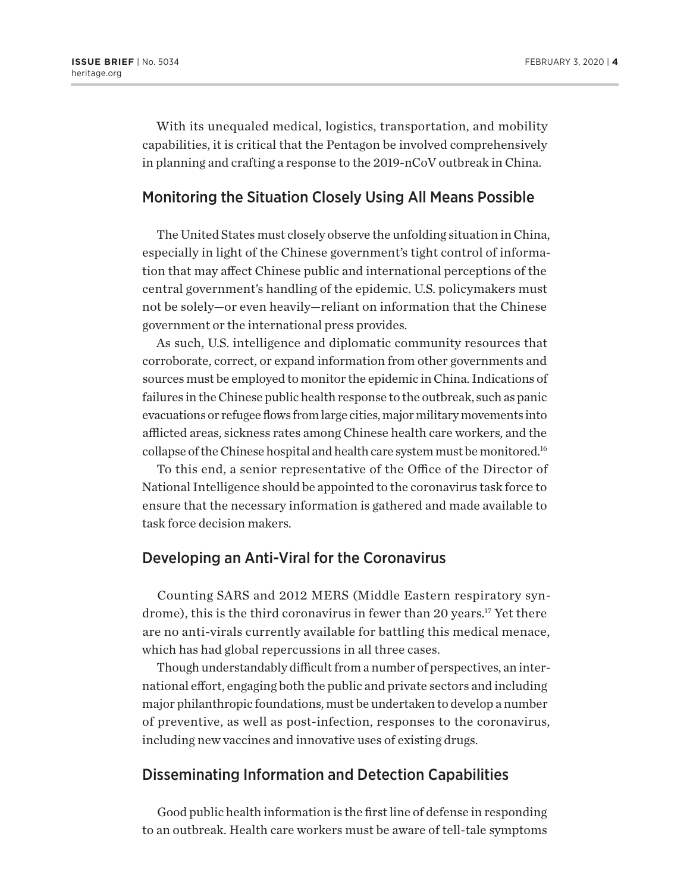With its unequaled medical, logistics, transportation, and mobility capabilities, it is critical that the Pentagon be involved comprehensively in planning and crafting a response to the 2019-nCoV outbreak in China.

## Monitoring the Situation Closely Using All Means Possible

The United States must closely observe the unfolding situation in China, especially in light of the Chinese government's tight control of information that may affect Chinese public and international perceptions of the central government's handling of the epidemic. U.S. policymakers must not be solely—or even heavily—reliant on information that the Chinese government or the international press provides.

As such, U.S. intelligence and diplomatic community resources that corroborate, correct, or expand information from other governments and sources must be employed to monitor the epidemic in China. Indications of failures in the Chinese public health response to the outbreak, such as panic evacuations or refugee flows from large cities, major military movements into afflicted areas, sickness rates among Chinese health care workers, and the collapse of the Chinese hospital and health care system must be monitored.[16]

To this end, a senior representative of the Office of the Director of National Intelligence should be appointed to the coronavirus task force to ensure that the necessary information is gathered and made available to task force decision makers.

## Developing an Anti-Viral for the Coronavirus

Counting SARS and 2012 MERS (Middle Eastern respiratory syndrome), this is the third coronavirus in fewer than 20 years.[17] Yet there are no anti-virals currently available for battling this medical menace, which has had global repercussions in all three cases.

Though understandably difficult from a number of perspectives, an international effort, engaging both the public and private sectors and including major philanthropic foundations, must be undertaken to develop a number of preventive, as well as post-infection, responses to the coronavirus, including new vaccines and innovative uses of existing drugs.

## Disseminating Information and Detection Capabilities

Good public health information is the first line of defense in responding to an outbreak. Health care workers must be aware of tell-tale symptoms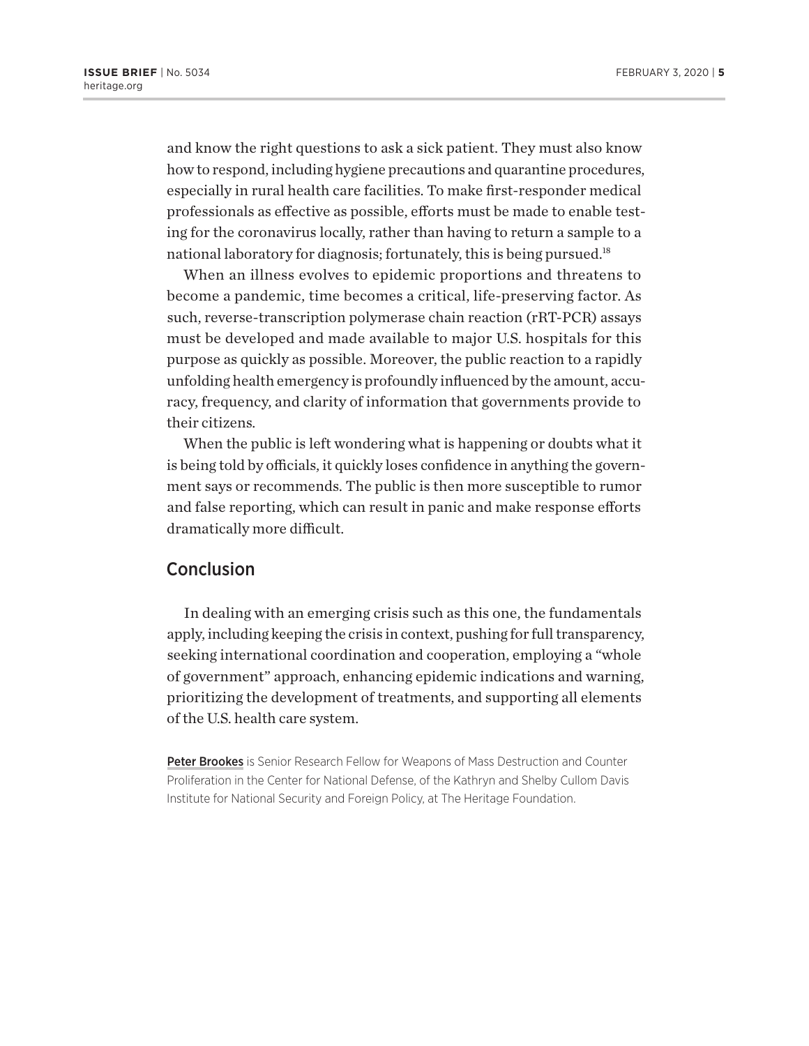and know the right questions to ask a sick patient. They must also know how to respond, including hygiene precautions and quarantine procedures, especially in rural health care facilities. To make first-responder medical professionals as effective as possible, efforts must be made to enable testing for the coronavirus locally, rather than having to return a sample to a national laboratory for diagnosis; fortunately, this is being pursued.[18]

When an illness evolves to epidemic proportions and threatens to become a pandemic, time becomes a critical, life-preserving factor. As such, reverse-transcription polymerase chain reaction (rRT-PCR) assays must be developed and made available to major U.S. hospitals for this purpose as quickly as possible. Moreover, the public reaction to a rapidly unfolding health emergency is profoundly influenced by the amount, accuracy, frequency, and clarity of information that governments provide to their citizens.

When the public is left wondering what is happening or doubts what it is being told by officials, it quickly loses confidence in anything the government says or recommends. The public is then more susceptible to rumor and false reporting, which can result in panic and make response efforts dramatically more difficult.

## Conclusion

In dealing with an emerging crisis such as this one, the fundamentals apply, including keeping the crisis in context, pushing for full transparency, seeking international coordination and cooperation, employing a "whole of government" approach, enhancing epidemic indications and warning, prioritizing the development of treatments, and supporting all elements of the U.S. health care system.

**Peter Brookes** is Senior Research Fellow for Weapons of Mass Destruction and Counter Proliferation in the Center for National Defense, of the Kathryn and Shelby Cullom Davis Institute for National Security and Foreign Policy, at The Heritage Foundation.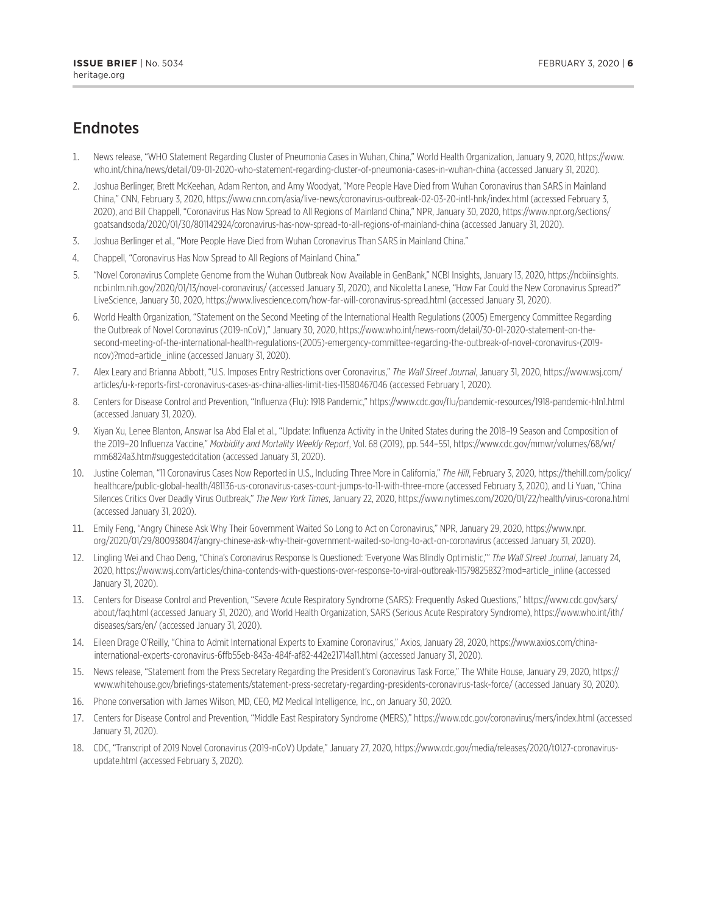## Endnotes

1. News release, "WHO Statement Regarding Cluster of Pneumonia Cases in Wuhan, China," World Health Organization, January 9, 2020, https://www.who.int/china/news/detail/09-01-2020-who-statement-regarding-cluster-of-pneumonia-cases-in-wuhan-china (accessed January 31, 2020).
2. Joshua Berlinger, Brett McKeehan, Adam Renton, and Amy Woodyat, "More People Have Died from Wuhan Coronavirus than SARS in Mainland China," CNN, February 3, 2020, https://www.cnn.com/asia/live-news/coronavirus-outbreak-02-03-20-intl-hnk/index.html (accessed February 3, 2020), and Bill Chappell, "Coronavirus Has Now Spread to All Regions of Mainland China," NPR, January 30, 2020, https://www.npr.org/sections/goatsandsoda/2020/01/30/801142924/coronavirus-has-now-spread-to-all-regions-of-mainland-china (accessed January 31, 2020).
3. Joshua Berlinger et al., "More People Have Died from Wuhan Coronavirus Than SARS in Mainland China."
4. Chappell, "Coronavirus Has Now Spread to All Regions of Mainland China."
5. "Novel Coronavirus Complete Genome from the Wuhan Outbreak Now Available in GenBank," NCBI Insights, January 13, 2020, https://ncbiinsights.ncbi.nlm.nih.gov/2020/01/13/novel-coronavirus/ (accessed January 31, 2020), and Nicoletta Lanese, "How Far Could the New Coronavirus Spread?" LiveScience, January 30, 2020, https://www.livescience.com/how-far-will-coronavirus-spread.html (accessed January 31, 2020).
6. World Health Organization, "Statement on the Second Meeting of the International Health Regulations (2005) Emergency Committee Regarding the Outbreak of Novel Coronavirus (2019-nCoV)," January 30, 2020, https://www.who.int/news-room/detail/30-01-2020-statement-on-the-second-meeting-of-the-international-health-regulations-(2005)-emergency-committee-regarding-the-outbreak-of-novel-coronavirus-(2019-ncov)?mod=article_inline (accessed January 31, 2020).
7. Alex Leary and Brianna Abbott, "U.S. Imposes Entry Restrictions over Coronavirus," *The Wall Street Journal*, January 31, 2020, https://www.wsj.com/articles/u-k-reports-first-coronavirus-cases-as-china-allies-limit-ties-11580467046 (accessed February 1, 2020).
8. Centers for Disease Control and Prevention, "Influenza (Flu): 1918 Pandemic," https://www.cdc.gov/flu/pandemic-resources/1918-pandemic-h1n1.html (accessed January 31, 2020).
9. Xiyan Xu, Lenee Blanton, Answar Isa Abd Elal et al., "Update: Influenza Activity in the United States during the 2018–19 Season and Composition of the 2019–20 Influenza Vaccine," *Morbidity and Mortality Weekly Report*, Vol. 68 (2019), pp. 544–551, https://www.cdc.gov/mmwr/volumes/68/wr/mm6824a3.htm#suggestedcitation (accessed January 31, 2020).
10. Justine Coleman, "11 Coronavirus Cases Now Reported in U.S., Including Three More in California," *The Hill*, February 3, 2020, https://thehill.com/policy/healthcare/public-global-health/481136-us-coronavirus-cases-count-jumps-to-11-with-three-more (accessed February 3, 2020), and Li Yuan, "China Silences Critics Over Deadly Virus Outbreak," *The New York Times*, January 22, 2020, https://www.nytimes.com/2020/01/22/health/virus-corona.html (accessed January 31, 2020).
11. Emily Feng, "Angry Chinese Ask Why Their Government Waited So Long to Act on Coronavirus," NPR, January 29, 2020, https://www.npr.org/2020/01/29/800938047/angry-chinese-ask-why-their-government-waited-so-long-to-act-on-coronavirus (accessed January 31, 2020).
12. Lingling Wei and Chao Deng, "China's Coronavirus Response Is Questioned: 'Everyone Was Blindly Optimistic,'" *The Wall Street Journal*, January 24, 2020, https://www.wsj.com/articles/china-contends-with-questions-over-response-to-viral-outbreak-11579825832?mod=article_inline (accessed January 31, 2020).
13. Centers for Disease Control and Prevention, "Severe Acute Respiratory Syndrome (SARS): Frequently Asked Questions," https://www.cdc.gov/sars/about/faq.html (accessed January 31, 2020), and World Health Organization, SARS (Serious Acute Respiratory Syndrome), https://www.who.int/ith/diseases/sars/en/ (accessed January 31, 2020).
14. Eileen Drage O'Reilly, "China to Admit International Experts to Examine Coronavirus," Axios, January 28, 2020, https://www.axios.com/china-international-experts-coronavirus-6ffb55eb-843a-484f-af82-442e21714a11.html (accessed January 31, 2020).
15. News release, "Statement from the Press Secretary Regarding the President's Coronavirus Task Force," The White House, January 29, 2020, https://www.whitehouse.gov/briefings-statements/statement-press-secretary-regarding-presidents-coronavirus-task-force/ (accessed January 30, 2020).
16. Phone conversation with James Wilson, MD, CEO, M2 Medical Intelligence, Inc., on January 30, 2020.
17. Centers for Disease Control and Prevention, "Middle East Respiratory Syndrome (MERS)," https://www.cdc.gov/coronavirus/mers/index.html (accessed January 31, 2020).
18. CDC, "Transcript of 2019 Novel Coronavirus (2019-nCoV) Update," January 27, 2020, https://www.cdc.gov/media/releases/2020/t0127-coronavirus-update.html (accessed February 3, 2020).